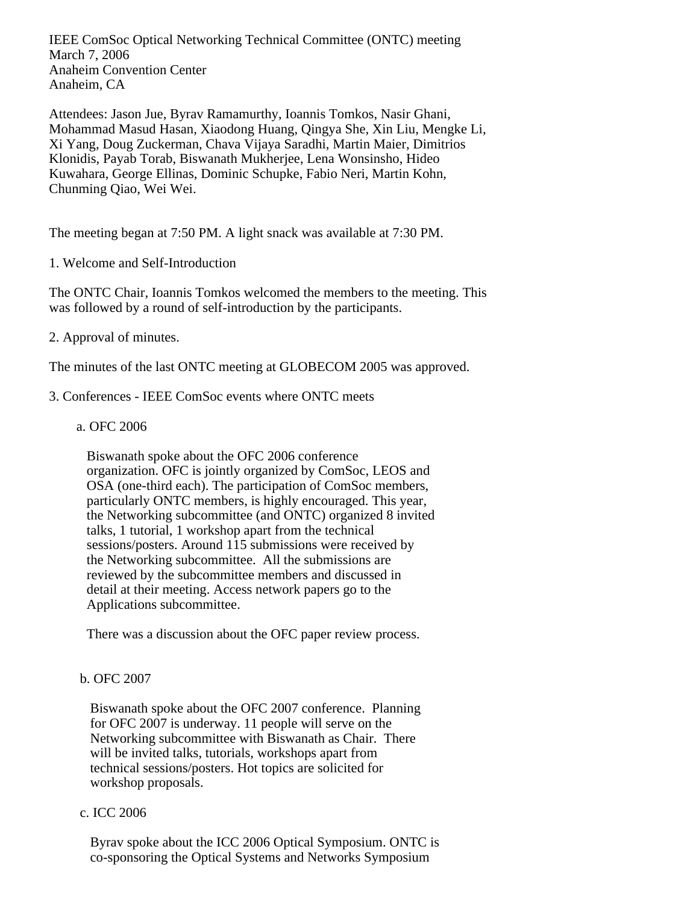IEEE ComSoc Optical Networking Technical Committee (ONTC) meeting
March 7, 2006
Anaheim Convention Center
Anaheim, CA

Attendees: Jason Jue, Byrav Ramamurthy, Ioannis Tomkos, Nasir Ghani, Mohammad Masud Hasan, Xiaodong Huang, Qingya She, Xin Liu, Mengke Li, Xi Yang, Doug Zuckerman, Chava Vijaya Saradhi, Martin Maier, Dimitrios Klonidis, Payab Torab, Biswanath Mukherjee, Lena Wonsinsho, Hideo Kuwahara, George Ellinas, Dominic Schupke, Fabio Neri, Martin Kohn, Chunming Qiao, Wei Wei.

The meeting began at 7:50 PM. A light snack was available at 7:30 PM.

1. Welcome and Self-Introduction

The ONTC Chair, Ioannis Tomkos welcomed the members to the meeting. This was followed by a round of self-introduction by the participants.

2. Approval of minutes.

The minutes of the last ONTC meeting at GLOBECOM 2005 was approved.

3. Conferences - IEEE ComSoc events where ONTC meets

a. OFC 2006

Biswanath spoke about the OFC 2006 conference organization. OFC is jointly organized by ComSoc, LEOS and OSA (one-third each). The participation of ComSoc members, particularly ONTC members, is highly encouraged. This year, the Networking subcommittee (and ONTC) organized 8 invited talks, 1 tutorial, 1 workshop apart from the technical sessions/posters. Around 115 submissions were received by the Networking subcommittee. All the submissions are reviewed by the subcommittee members and discussed in detail at their meeting. Access network papers go to the Applications subcommittee.

There was a discussion about the OFC paper review process.

b. OFC 2007

Biswanath spoke about the OFC 2007 conference. Planning for OFC 2007 is underway. 11 people will serve on the Networking subcommittee with Biswanath as Chair. There will be invited talks, tutorials, workshops apart from technical sessions/posters. Hot topics are solicited for workshop proposals.

c. ICC 2006

Byrav spoke about the ICC 2006 Optical Symposium. ONTC is co-sponsoring the Optical Systems and Networks Symposium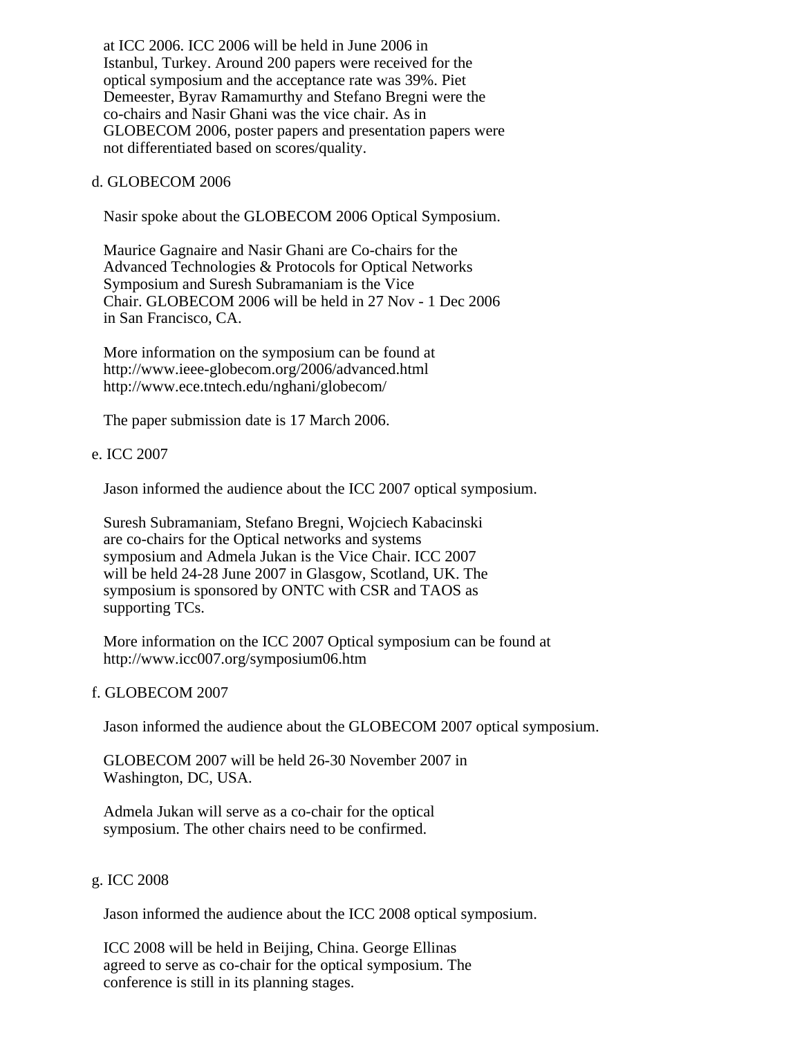at ICC 2006. ICC 2006 will be held in June 2006 in Istanbul, Turkey. Around 200 papers were received for the optical symposium and the acceptance rate was 39%. Piet Demeester, Byrav Ramamurthy and Stefano Bregni were the co-chairs and Nasir Ghani was the vice chair. As in GLOBECOM 2006, poster papers and presentation papers were not differentiated based on scores/quality.

d. GLOBECOM 2006

Nasir spoke about the GLOBECOM 2006 Optical Symposium.

Maurice Gagnaire and Nasir Ghani are Co-chairs for the Advanced Technologies & Protocols for Optical Networks Symposium and Suresh Subramaniam is the Vice Chair. GLOBECOM 2006 will be held in 27 Nov - 1 Dec 2006 in San Francisco, CA.

More information on the symposium can be found at
http://www.ieee-globecom.org/2006/advanced.html
http://www.ece.tntech.edu/nghani/globecom/

The paper submission date is 17 March 2006.

e. ICC 2007

Jason informed the audience about the ICC 2007 optical symposium.

Suresh Subramaniam, Stefano Bregni, Wojciech Kabacinski are co-chairs for the Optical networks and systems symposium and Admela Jukan is the Vice Chair. ICC 2007 will be held 24-28 June 2007 in Glasgow, Scotland, UK. The symposium is sponsored by ONTC with CSR and TAOS as supporting TCs.

More information on the ICC 2007 Optical symposium can be found at
http://www.icc007.org/symposium06.htm

f. GLOBECOM 2007

Jason informed the audience about the GLOBECOM 2007 optical symposium.

GLOBECOM 2007 will be held 26-30 November 2007 in Washington, DC, USA.

Admela Jukan will serve as a co-chair for the optical symposium. The other chairs need to be confirmed.

g. ICC 2008

Jason informed the audience about the ICC 2008 optical symposium.

ICC 2008 will be held in Beijing, China. George Ellinas agreed to serve as co-chair for the optical symposium. The conference is still in its planning stages.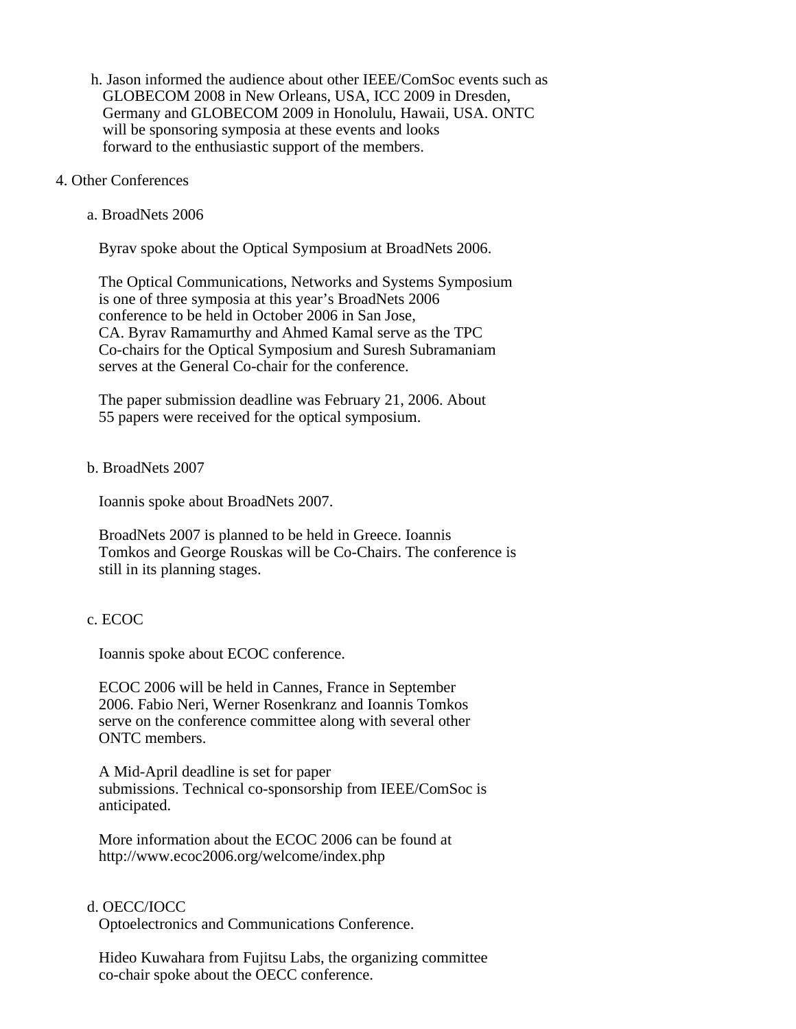h. Jason informed the audience about other IEEE/ComSoc events such as GLOBECOM 2008 in New Orleans, USA, ICC 2009 in Dresden, Germany and GLOBECOM 2009 in Honolulu, Hawaii, USA. ONTC will be sponsoring symposia at these events and looks forward to the enthusiastic support of the members.

4. Other Conferences

a. BroadNets 2006

Byrav spoke about the Optical Symposium at BroadNets 2006.

The Optical Communications, Networks and Systems Symposium is one of three symposia at this year's BroadNets 2006 conference to be held in October 2006 in San Jose, CA. Byrav Ramamurthy and Ahmed Kamal serve as the TPC Co-chairs for the Optical Symposium and Suresh Subramaniam serves at the General Co-chair for the conference.

The paper submission deadline was February 21, 2006. About 55 papers were received for the optical symposium.

b. BroadNets 2007

Ioannis spoke about BroadNets 2007.

BroadNets 2007 is planned to be held in Greece. Ioannis Tomkos and George Rouskas will be Co-Chairs. The conference is still in its planning stages.

c. ECOC

Ioannis spoke about ECOC conference.

ECOC 2006 will be held in Cannes, France in September 2006. Fabio Neri, Werner Rosenkranz and Ioannis Tomkos serve on the conference committee along with several other ONTC members.

A Mid-April deadline is set for paper submissions. Technical co-sponsorship from IEEE/ComSoc is anticipated.

More information about the ECOC 2006 can be found at http://www.ecoc2006.org/welcome/index.php

d. OECC/IOCC
Optoelectronics and Communications Conference.

Hideo Kuwahara from Fujitsu Labs, the organizing committee co-chair spoke about the OECC conference.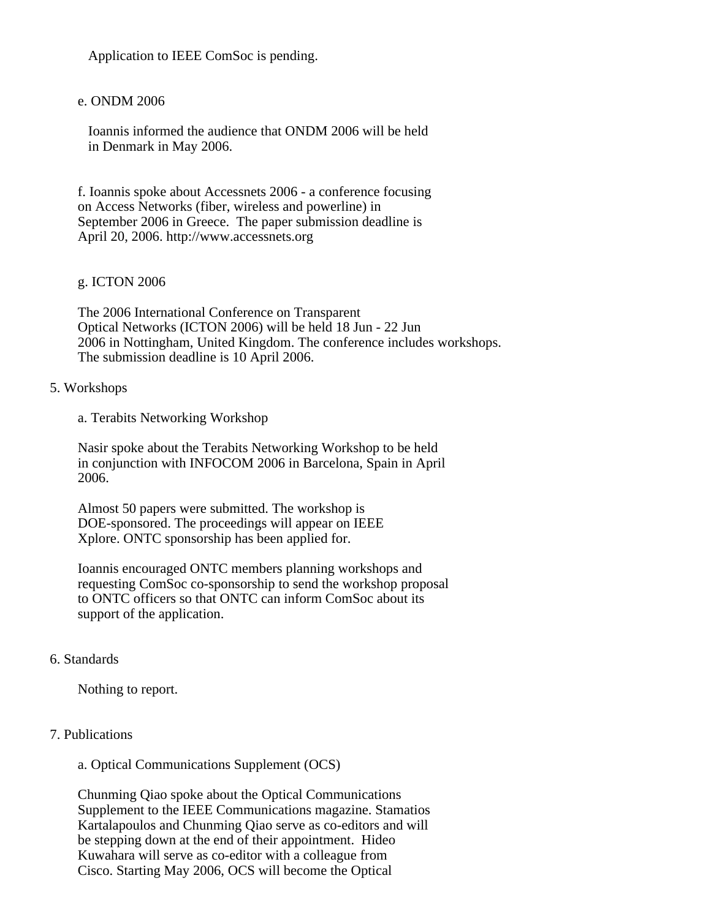Application to IEEE ComSoc is pending.

e. ONDM 2006

Ioannis informed the audience that ONDM 2006 will be held in Denmark in May 2006.

f. Ioannis spoke about Accessnets 2006 - a conference focusing on Access Networks (fiber, wireless and powerline) in September 2006 in Greece. The paper submission deadline is April 20, 2006. http://www.accessnets.org

g. ICTON 2006

The 2006 International Conference on Transparent Optical Networks (ICTON 2006) will be held 18 Jun - 22 Jun 2006 in Nottingham, United Kingdom. The conference includes workshops. The submission deadline is 10 April 2006.

5. Workshops

a. Terabits Networking Workshop

Nasir spoke about the Terabits Networking Workshop to be held in conjunction with INFOCOM 2006 in Barcelona, Spain in April 2006.

Almost 50 papers were submitted. The workshop is DOE-sponsored. The proceedings will appear on IEEE Xplore. ONTC sponsorship has been applied for.

Ioannis encouraged ONTC members planning workshops and requesting ComSoc co-sponsorship to send the workshop proposal to ONTC officers so that ONTC can inform ComSoc about its support of the application.

6. Standards

Nothing to report.

7. Publications

a. Optical Communications Supplement (OCS)

Chunming Qiao spoke about the Optical Communications Supplement to the IEEE Communications magazine. Stamatios Kartalapoulos and Chunming Qiao serve as co-editors and will be stepping down at the end of their appointment. Hideo Kuwahara will serve as co-editor with a colleague from Cisco. Starting May 2006, OCS will become the Optical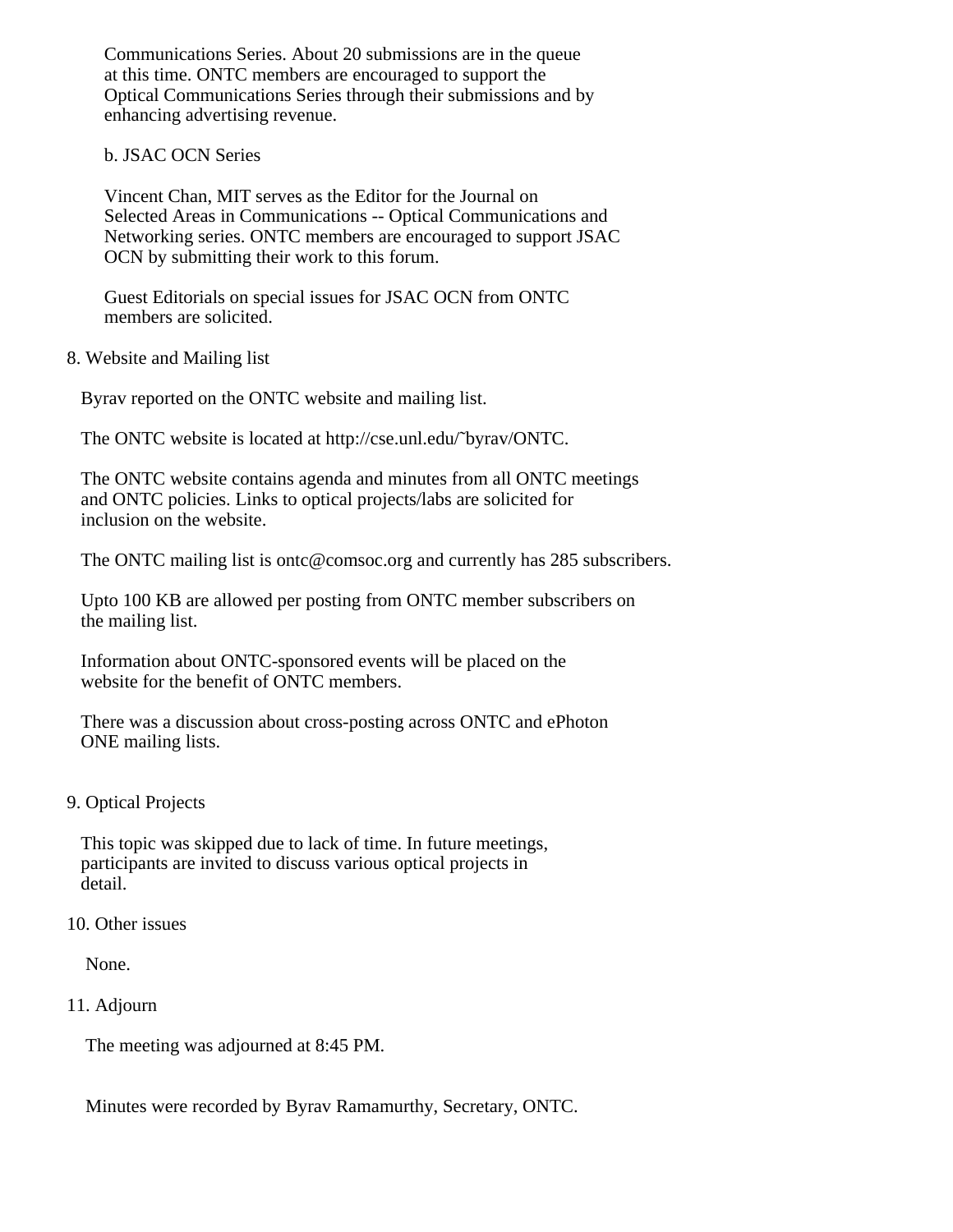Communications Series. About 20 submissions are in the queue at this time. ONTC members are encouraged to support the Optical Communications Series through their submissions and by enhancing advertising revenue.

b. JSAC OCN Series

Vincent Chan, MIT serves as the Editor for the Journal on Selected Areas in Communications -- Optical Communications and Networking series. ONTC members are encouraged to support JSAC OCN by submitting their work to this forum.

Guest Editorials on special issues for JSAC OCN from ONTC members are solicited.

8. Website and Mailing list

Byrav reported on the ONTC website and mailing list.

The ONTC website is located at http://cse.unl.edu/~byrav/ONTC.

The ONTC website contains agenda and minutes from all ONTC meetings and ONTC policies. Links to optical projects/labs are solicited for inclusion on the website.

The ONTC mailing list is ontc@comsoc.org and currently has 285 subscribers.

Upto 100 KB are allowed per posting from ONTC member subscribers on the mailing list.

Information about ONTC-sponsored events will be placed on the website for the benefit of ONTC members.

There was a discussion about cross-posting across ONTC and ePhoton ONE mailing lists.

9. Optical Projects

This topic was skipped due to lack of time. In future meetings, participants are invited to discuss various optical projects in detail.

10. Other issues

None.

11. Adjourn

The meeting was adjourned at 8:45 PM.

Minutes were recorded by Byrav Ramamurthy, Secretary, ONTC.